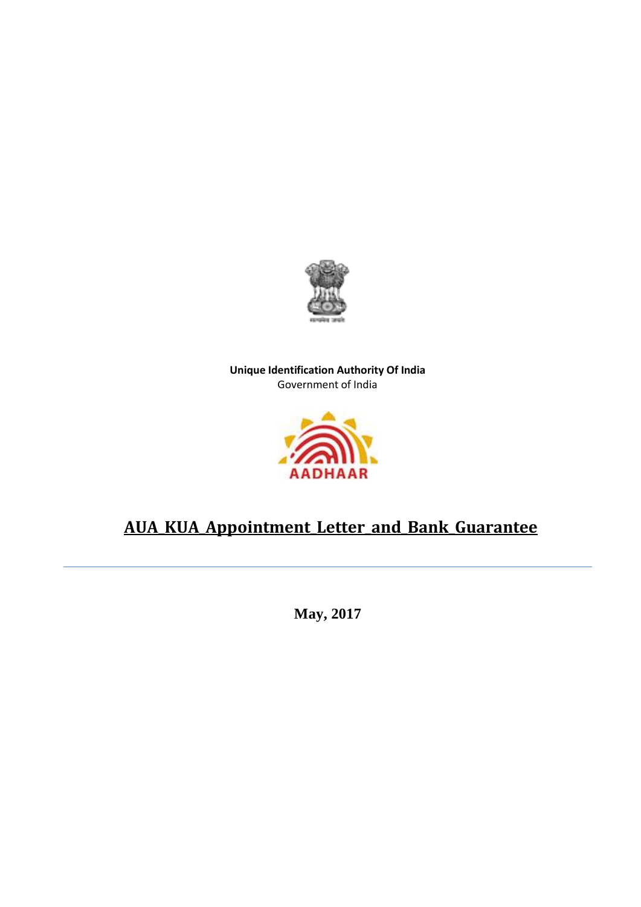**Unique Identification Authority Of India**
Government of India

# AUA_KUA_Appointment_Letter_and_Bank_Guarantee

---

**May, 2017**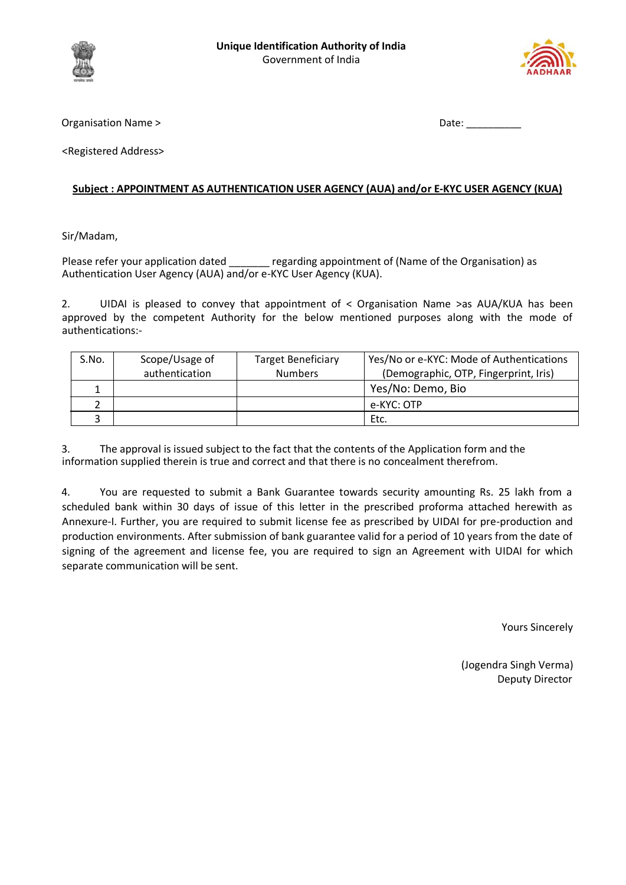**Unique Identification Authority of India**
Government of India

Organisation Name >

Date: __________

<Registered Address>

**Subject : APPOINTMENT AS AUTHENTICATION USER AGENCY (AUA) and/or E-KYC USER AGENCY (KUA)**

Sir/Madam,

Please refer your application dated _______ regarding appointment of (Name of the Organisation) as Authentication User Agency (AUA) and/or e-KYC User Agency (KUA).

2. UIDAI is pleased to convey that appointment of < Organisation Name >as AUA/KUA has been approved by the competent Authority for the below mentioned purposes along with the mode of authentications:-

| S.No. | Scope/Usage of authentication | Target Beneficiary Numbers | Yes/No or e-KYC: Mode of Authentications (Demographic, OTP, Fingerprint, Iris) |
|---|---|---|---|
| 1 | | | Yes/No: Demo, Bio |
| 2 | | | e-KYC: OTP |
| 3 | | | Etc. |

3. The approval is issued subject to the fact that the contents of the Application form and the information supplied therein is true and correct and that there is no concealment therefrom.

4. You are requested to submit a Bank Guarantee towards security amounting Rs. 25 lakh from a scheduled bank within 30 days of issue of this letter in the prescribed proforma attached herewith as Annexure-I. Further, you are required to submit license fee as prescribed by UIDAI for pre-production and production environments. After submission of bank guarantee valid for a period of 10 years from the date of signing of the agreement and license fee, you are required to sign an Agreement with UIDAI for which separate communication will be sent.

Yours Sincerely

(Jogendra Singh Verma)
Deputy Director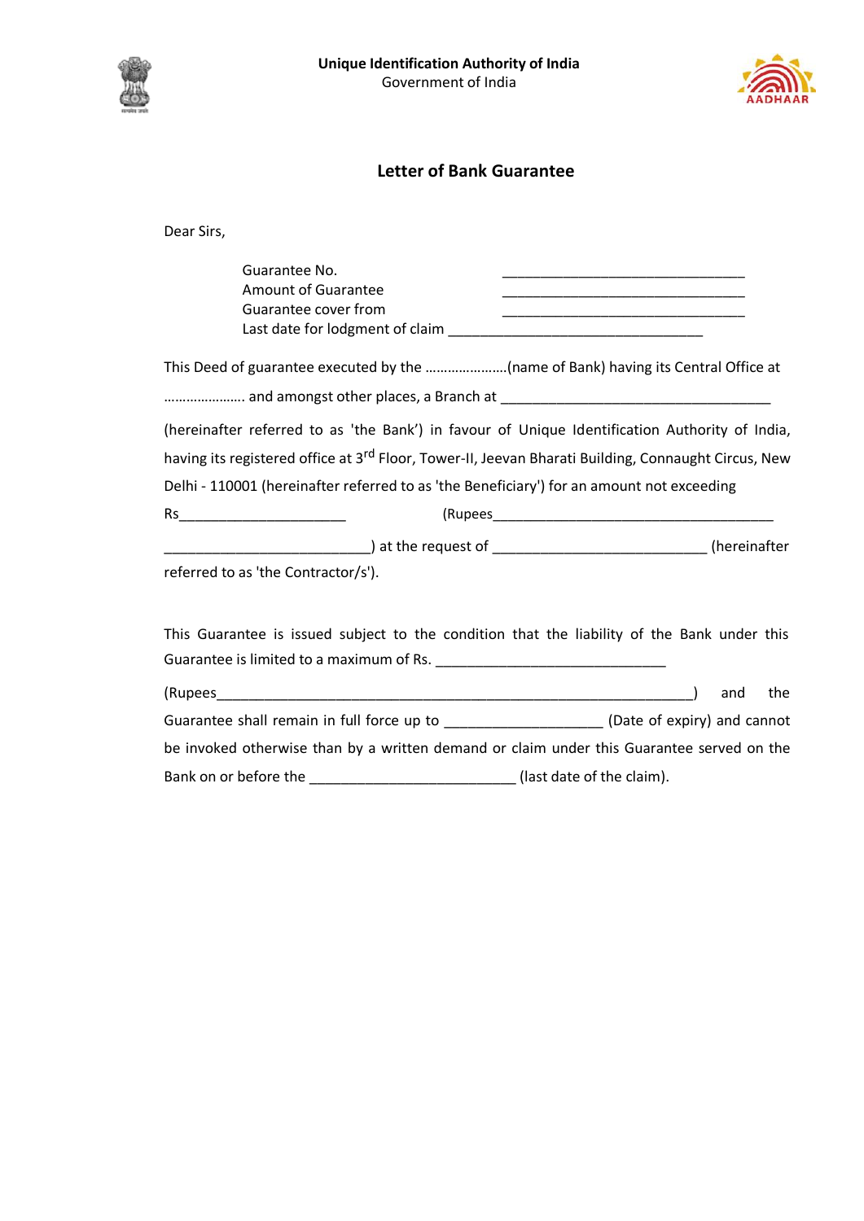**Unique Identification Authority of India**
Government of India

## Letter of Bank Guarantee

Dear Sirs,

Guarantee No. ________________________________
Amount of Guarantee ________________________________
Guarantee cover from ________________________________
Last date for lodgment of claim ________________________________

This Deed of guarantee executed by the ………………….(name of Bank) having its Central Office at …………………. and amongst other places, a Branch at ____________________________________

(hereinafter referred to as 'the Bank') in favour of Unique Identification Authority of India, having its registered office at 3rd Floor, Tower-II, Jeevan Bharati Building, Connaught Circus, New Delhi - 110001 (hereinafter referred to as 'the Beneficiary') for an amount not exceeding

Rs______________________ (Rupees_____________________________________ ___________________________) at the request of ____________________________ (hereinafter referred to as 'the Contractor/s').

This Guarantee is issued subject to the condition that the liability of the Bank under this Guarantee is limited to a maximum of Rs. ______________________________

(Rupees_______________________________________________________________) and the Guarantee shall remain in full force up to ____________________ (Date of expiry) and cannot be invoked otherwise than by a written demand or claim under this Guarantee served on the Bank on or before the __________________________ (last date of the claim).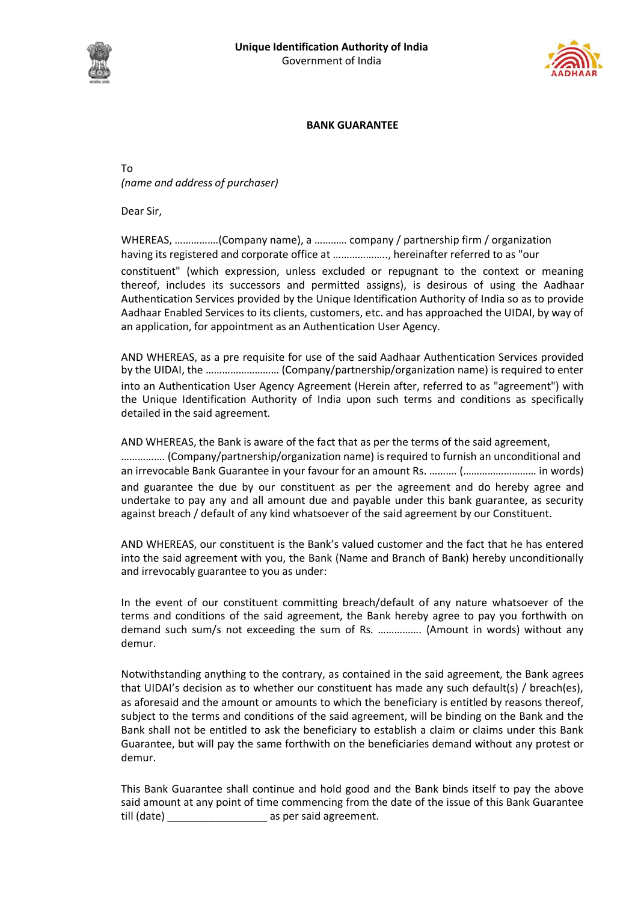**Unique Identification Authority of India**
Government of India

**BANK GUARANTEE**

To
*(name and address of purchaser)*

Dear Sir,

WHEREAS, …………….(Company name), a ………… company / partnership firm / organization having its registered and corporate office at ……………….., hereinafter referred to as "our constituent" (which expression, unless excluded or repugnant to the context or meaning thereof, includes its successors and permitted assigns), is desirous of using the Aadhaar Authentication Services provided by the Unique Identification Authority of India so as to provide Aadhaar Enabled Services to its clients, customers, etc. and has approached the UIDAI, by way of an application, for appointment as an Authentication User Agency.

AND WHEREAS, as a pre requisite for use of the said Aadhaar Authentication Services provided by the UIDAI, the ……………………… (Company/partnership/organization name) is required to enter into an Authentication User Agency Agreement (Herein after, referred to as "agreement") with the Unique Identification Authority of India upon such terms and conditions as specifically detailed in the said agreement.

AND WHEREAS, the Bank is aware of the fact that as per the terms of the said agreement, ……………. (Company/partnership/organization name) is required to furnish an unconditional and an irrevocable Bank Guarantee in your favour for an amount Rs. ………. (……………………… in words) and guarantee the due by our constituent as per the agreement and do hereby agree and undertake to pay any and all amount due and payable under this bank guarantee, as security against breach / default of any kind whatsoever of the said agreement by our Constituent.

AND WHEREAS, our constituent is the Bank's valued customer and the fact that he has entered into the said agreement with you, the Bank (Name and Branch of Bank) hereby unconditionally and irrevocably guarantee to you as under:

In the event of our constituent committing breach/default of any nature whatsoever of the terms and conditions of the said agreement, the Bank hereby agree to pay you forthwith on demand such sum/s not exceeding the sum of Rs. ……………. (Amount in words) without any demur.

Notwithstanding anything to the contrary, as contained in the said agreement, the Bank agrees that UIDAI's decision as to whether our constituent has made any such default(s) / breach(es), as aforesaid and the amount or amounts to which the beneficiary is entitled by reasons thereof, subject to the terms and conditions of the said agreement, will be binding on the Bank and the Bank shall not be entitled to ask the beneficiary to establish a claim or claims under this Bank Guarantee, but will pay the same forthwith on the beneficiaries demand without any protest or demur.

This Bank Guarantee shall continue and hold good and the Bank binds itself to pay the above said amount at any point of time commencing from the date of the issue of this Bank Guarantee till (date) _________________ as per said agreement.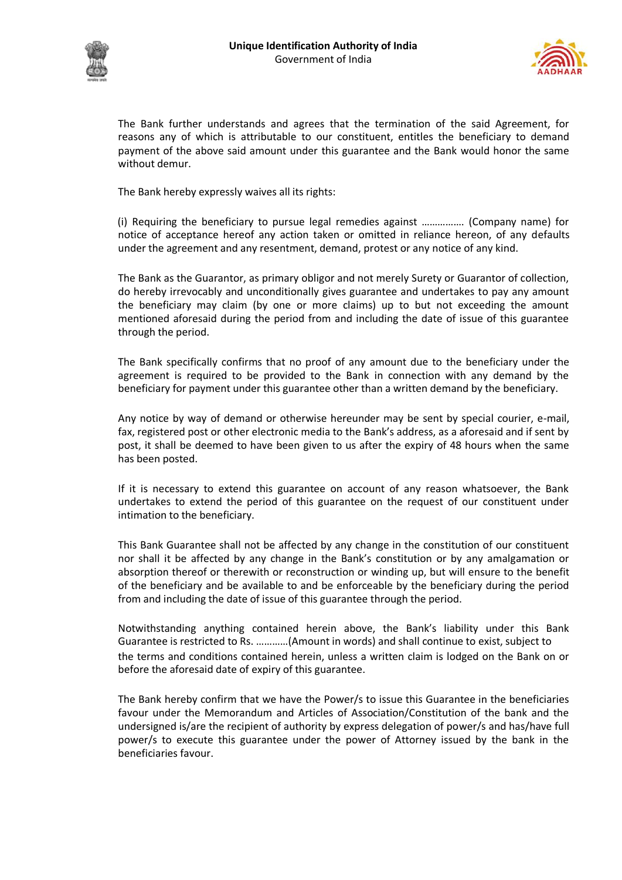The Bank further understands and agrees that the termination of the said Agreement, for reasons any of which is attributable to our constituent, entitles the beneficiary to demand payment of the above said amount under this guarantee and the Bank would honor the same without demur.

The Bank hereby expressly waives all its rights:

(i) Requiring the beneficiary to pursue legal remedies against ……………. (Company name) for notice of acceptance hereof any action taken or omitted in reliance hereon, of any defaults under the agreement and any resentment, demand, protest or any notice of any kind.

The Bank as the Guarantor, as primary obligor and not merely Surety or Guarantor of collection, do hereby irrevocably and unconditionally gives guarantee and undertakes to pay any amount the beneficiary may claim (by one or more claims) up to but not exceeding the amount mentioned aforesaid during the period from and including the date of issue of this guarantee through the period.

The Bank specifically confirms that no proof of any amount due to the beneficiary under the agreement is required to be provided to the Bank in connection with any demand by the beneficiary for payment under this guarantee other than a written demand by the beneficiary.

Any notice by way of demand or otherwise hereunder may be sent by special courier, e-mail, fax, registered post or other electronic media to the Bank's address, as a aforesaid and if sent by post, it shall be deemed to have been given to us after the expiry of 48 hours when the same has been posted.

If it is necessary to extend this guarantee on account of any reason whatsoever, the Bank undertakes to extend the period of this guarantee on the request of our constituent under intimation to the beneficiary.

This Bank Guarantee shall not be affected by any change in the constitution of our constituent nor shall it be affected by any change in the Bank's constitution or by any amalgamation or absorption thereof or therewith or reconstruction or winding up, but will ensure to the benefit of the beneficiary and be available to and be enforceable by the beneficiary during the period from and including the date of issue of this guarantee through the period.

Notwithstanding anything contained herein above, the Bank's liability under this Bank Guarantee is restricted to Rs. …………(Amount in words) and shall continue to exist, subject to the terms and conditions contained herein, unless a written claim is lodged on the Bank on or before the aforesaid date of expiry of this guarantee.

The Bank hereby confirm that we have the Power/s to issue this Guarantee in the beneficiaries favour under the Memorandum and Articles of Association/Constitution of the bank and the undersigned is/are the recipient of authority by express delegation of power/s and has/have full power/s to execute this guarantee under the power of Attorney issued by the bank in the beneficiaries favour.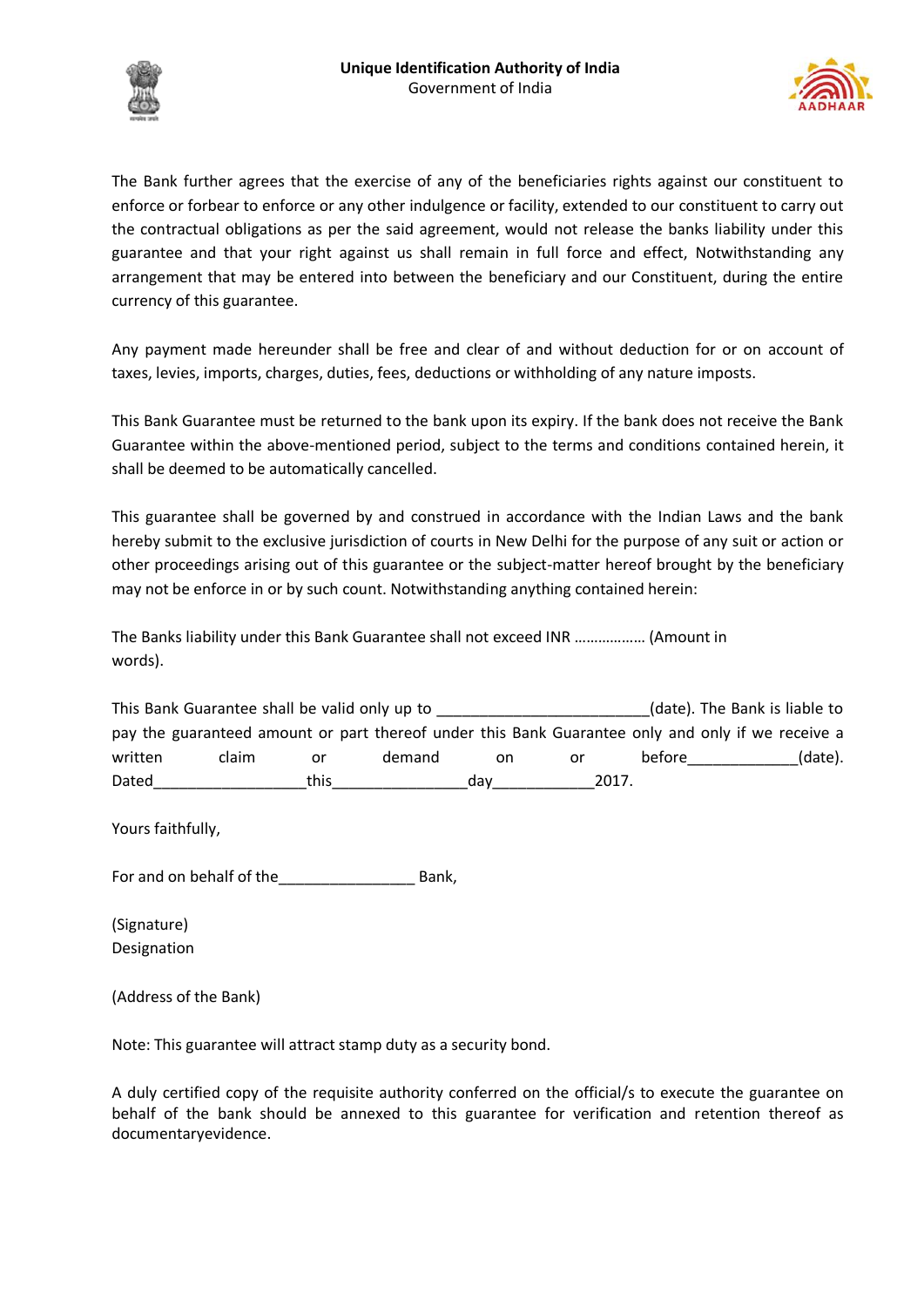The Bank further agrees that the exercise of any of the beneficiaries rights against our constituent to enforce or forbear to enforce or any other indulgence or facility, extended to our constituent to carry out the contractual obligations as per the said agreement, would not release the banks liability under this guarantee and that your right against us shall remain in full force and effect, Notwithstanding any arrangement that may be entered into between the beneficiary and our Constituent, during the entire currency of this guarantee.

Any payment made hereunder shall be free and clear of and without deduction for or on account of taxes, levies, imports, charges, duties, fees, deductions or withholding of any nature imposts.

This Bank Guarantee must be returned to the bank upon its expiry. If the bank does not receive the Bank Guarantee within the above-mentioned period, subject to the terms and conditions contained herein, it shall be deemed to be automatically cancelled.

This guarantee shall be governed by and construed in accordance with the Indian Laws and the bank hereby submit to the exclusive jurisdiction of courts in New Delhi for the purpose of any suit or action or other proceedings arising out of this guarantee or the subject-matter hereof brought by the beneficiary may not be enforce in or by such count. Notwithstanding anything contained herein:

The Banks liability under this Bank Guarantee shall not exceed INR ……………… (Amount in words).

This Bank Guarantee shall be valid only up to ________________________(date). The Bank is liable to pay the guaranteed amount or part thereof under this Bank Guarantee only and only if we receive a written claim or demand on or before____________(date). Dated_________________this_______________day___________2017.

Yours faithfully,

For and on behalf of the_______________ Bank,

(Signature)
Designation

(Address of the Bank)

Note: This guarantee will attract stamp duty as a security bond.

A duly certified copy of the requisite authority conferred on the official/s to execute the guarantee on behalf of the bank should be annexed to this guarantee for verification and retention thereof as documentaryevidence.